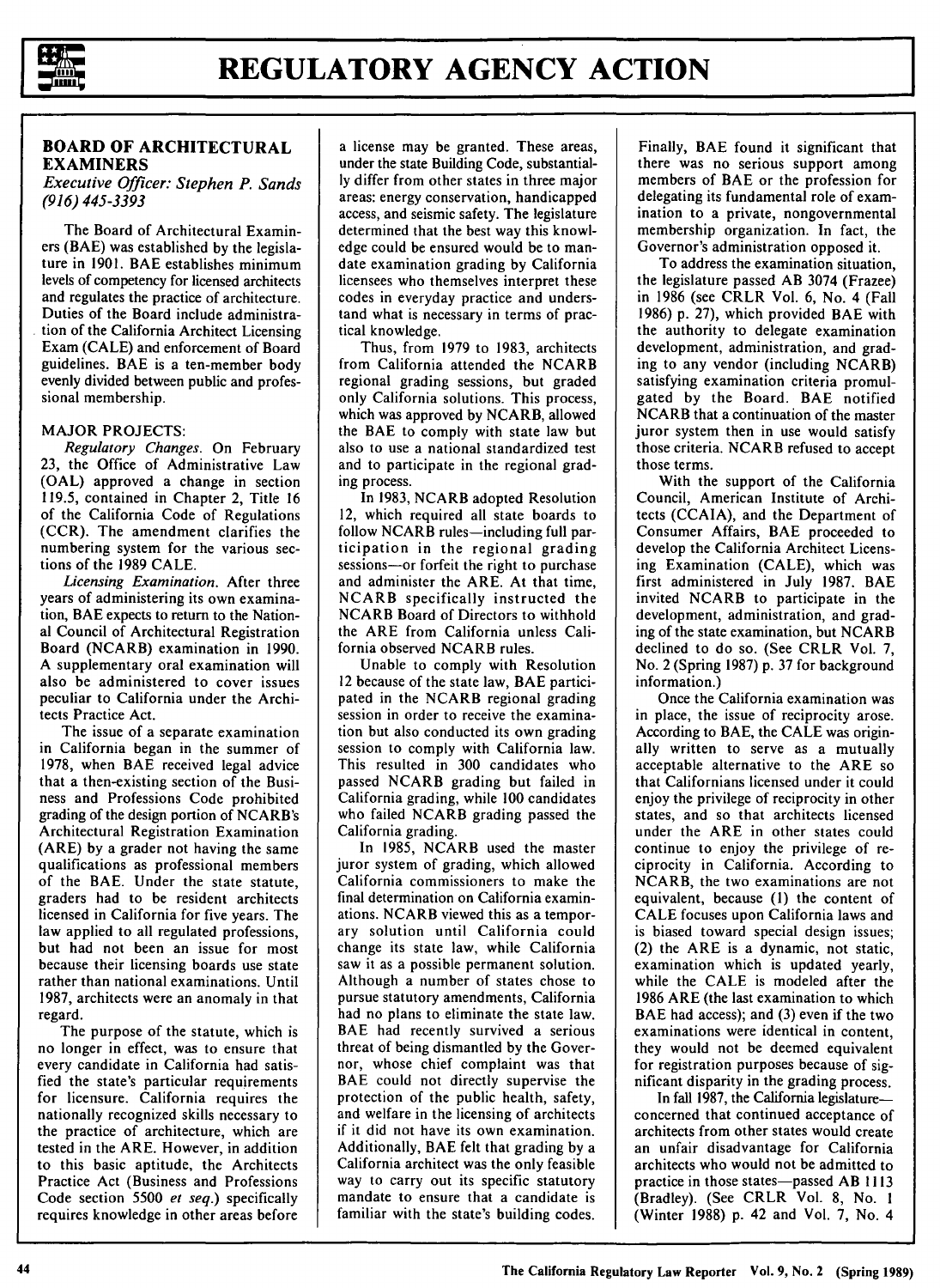# REGULATORY AGENCY ACTION

## BOARD OF ARCHITECTURAL EXAMINERS

*Executive Officer: Stephen P. Sands*
*(916) 445-3393*

The Board of Architectural Examiners (BAE) was established by the legislature in 1901. BAE establishes minimum levels of competency for licensed architects and regulates the practice of architecture. Duties of the Board include administration of the California Architect Licensing Exam (CALE) and enforcement of Board guidelines. BAE is a ten-member body evenly divided between public and professional membership.

### MAJOR PROJECTS:

*Regulatory Changes.* On February 23, the Office of Administrative Law (OAL) approved a change in section 119.5, contained in Chapter 2, Title 16 of the California Code of Regulations (CCR). The amendment clarifies the numbering system for the various sections of the 1989 CALE.

*Licensing Examination.* After three years of administering its own examination, BAE expects to return to the National Council of Architectural Registration Board (NCARB) examination in 1990. A supplementary oral examination will also be administered to cover issues peculiar to California under the Architects Practice Act.

The issue of a separate examination in California began in the summer of 1978, when BAE received legal advice that a then-existing section of the Business and Professions Code prohibited grading of the design portion of NCARB's Architectural Registration Examination (ARE) by a grader not having the same qualifications as professional members of the BAE. Under the state statute, graders had to be resident architects licensed in California for five years. The law applied to all regulated professions, but had not been an issue for most because their licensing boards use state rather than national examinations. Until 1987, architects were an anomaly in that regard.

The purpose of the statute, which is no longer in effect, was to ensure that every candidate in California had satisfied the state's particular requirements for licensure. California requires the nationally recognized skills necessary to the practice of architecture, which are tested in the ARE. However, in addition to this basic aptitude, the Architects Practice Act (Business and Professions Code section 5500 *et seq.*) specifically requires knowledge in other areas before a license may be granted. These areas, under the state Building Code, substantially differ from other states in three major areas: energy conservation, handicapped access, and seismic safety. The legislature determined that the best way this knowledge could be ensured would be to mandate examination grading by California licensees who themselves interpret these codes in everyday practice and understand what is necessary in terms of practical knowledge.

Thus, from 1979 to 1983, architects from California attended the NCARB regional grading sessions, but graded only California solutions. This process, which was approved by NCARB, allowed the BAE to comply with state law but also to use a national standardized test and to participate in the regional grading process.

In 1983, NCARB adopted Resolution 12, which required all state boards to follow NCARB rules—including full participation in the regional grading sessions—or forfeit the right to purchase and administer the ARE. At that time, NCARB specifically instructed the NCARB Board of Directors to withhold the ARE from California unless California observed NCARB rules.

Unable to comply with Resolution 12 because of the state law, BAE participated in the NCARB regional grading session in order to receive the examination but also conducted its own grading session to comply with California law. This resulted in 300 candidates who passed NCARB grading but failed in California grading, while 100 candidates who failed NCARB grading passed the California grading.

In 1985, NCARB used the master juror system of grading, which allowed California commissioners to make the final determination on California examinations. NCARB viewed this as a temporary solution until California could change its state law, while California saw it as a possible permanent solution. Although a number of states chose to pursue statutory amendments, California had no plans to eliminate the state law. BAE had recently survived a serious threat of being dismantled by the Governor, whose chief complaint was that BAE could not directly supervise the protection of the public health, safety, and welfare in the licensing of architects if it did not have its own examination. Additionally, BAE felt that grading by a California architect was the only feasible way to carry out its specific statutory mandate to ensure that a candidate is familiar with the state's building codes. Finally, BAE found it significant that there was no serious support among members of BAE or the profession for delegating its fundamental role of examination to a private, nongovernmental membership organization. In fact, the Governor's administration opposed it.

To address the examination situation, the legislature passed AB 3074 (Frazee) in 1986 (see CRLR Vol. 6, No. 4 (Fall 1986) p. 27), which provided BAE with the authority to delegate examination development, administration, and grading to any vendor (including NCARB) satisfying examination criteria promulgated by the Board. BAE notified NCARB that a continuation of the master juror system then in use would satisfy those criteria. NCARB refused to accept those terms.

With the support of the California Council, American Institute of Architects (CCAIA), and the Department of Consumer Affairs, BAE proceeded to develop the California Architect Licensing Examination (CALE), which was first administered in July 1987. BAE invited NCARB to participate in the development, administration, and grading of the state examination, but NCARB declined to do so. (See CRLR Vol. 7, No. 2 (Spring 1987) p. 37 for background information.)

Once the California examination was in place, the issue of reciprocity arose. According to BAE, the CALE was originally written to serve as a mutually acceptable alternative to the ARE so that Californians licensed under it could enjoy the privilege of reciprocity in other states, and so that architects licensed under the ARE in other states could continue to enjoy the privilege of reciprocity in California. According to NCARB, the two examinations are not equivalent, because (1) the content of CALE focuses upon California laws and is biased toward special design issues; (2) the ARE is a dynamic, not static, examination which is updated yearly, while the CALE is modeled after the 1986 ARE (the last examination to which BAE had access); and (3) even if the two examinations were identical in content, they would not be deemed equivalent for registration purposes because of significant disparity in the grading process.

In fall 1987, the California legislature—concerned that continued acceptance of architects from other states would create an unfair disadvantage for California architects who would not be admitted to practice in those states—passed AB 1113 (Bradley). (See CRLR Vol. 8, No. 1 (Winter 1988) p. 42 and Vol. 7, No. 4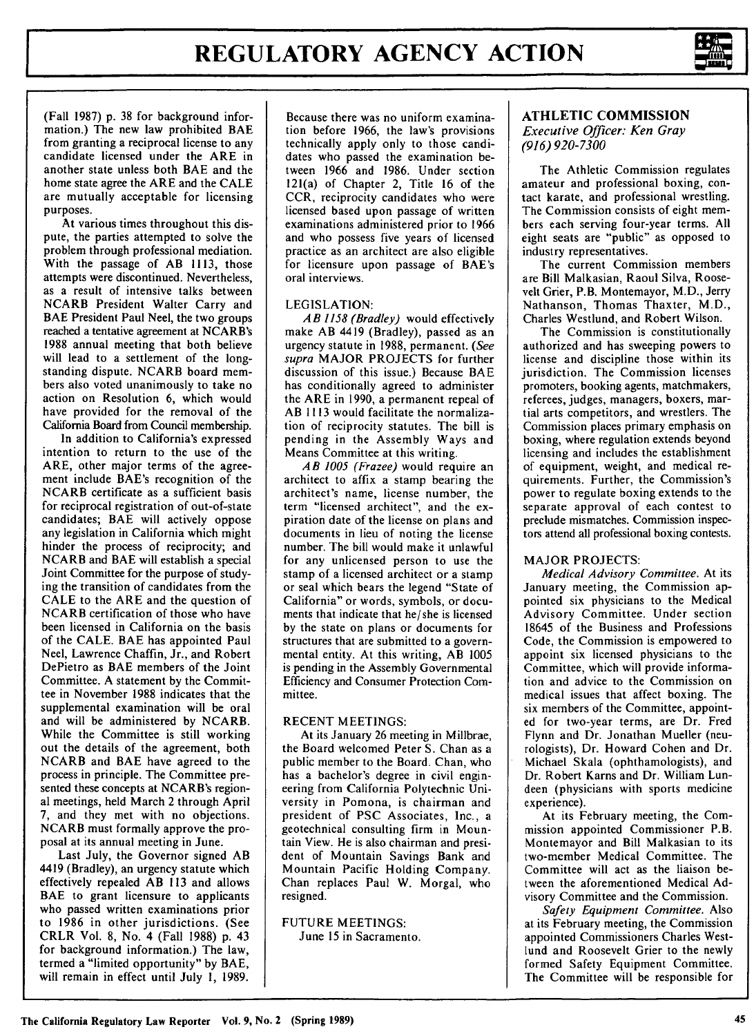(Fall 1987) p. 38 for background information.) The new law prohibited BAE from granting a reciprocal license to any candidate licensed under the ARE in another state unless both BAE and the home state agree the ARE and the CALE are mutually acceptable for licensing purposes.

At various times throughout this dispute, the parties attempted to solve the problem through professional mediation. With the passage of AB 1113, those attempts were discontinued. Nevertheless, as a result of intensive talks between NCARB President Walter Carry and BAE President Paul Neel, the two groups reached a tentative agreement at NCARB's 1988 annual meeting that both believe will lead to a settlement of the longstanding dispute. NCARB board members also voted unanimously to take no action on Resolution 6, which would have provided for the removal of the California Board from Council membership.

In addition to California's expressed intention to return to the use of the ARE, other major terms of the agreement include BAE's recognition of the NCARB certificate as a sufficient basis for reciprocal registration of out-of-state candidates; BAE will actively oppose any legislation in California which might hinder the process of reciprocity; and NCARB and BAE will establish a special Joint Committee for the purpose of studying the transition of candidates from the CALE to the ARE and the question of NCARB certification of those who have been licensed in California on the basis of the CALE. BAE has appointed Paul Neel, Lawrence Chaffin, Jr., and Robert DePietro as BAE members of the Joint Committee. A statement by the Committee in November 1988 indicates that the supplemental examination will be oral and will be administered by NCARB. While the Committee is still working out the details of the agreement, both NCARB and BAE have agreed to the process in principle. The Committee presented these concepts at NCARB's regional meetings, held March 2 through April 7, and they met with no objections. NCARB must formally approve the proposal at its annual meeting in June.

Last July, the Governor signed AB 4419 (Bradley), an urgency statute which effectively repealed AB 113 and allows BAE to grant licensure to applicants who passed written examinations prior to 1986 in other jurisdictions. (See CRLR Vol. 8, No. 4 (Fall 1988) p. 43 for background information.) The law, termed a "limited opportunity" by BAE, will remain in effect until July 1, 1989. Because there was no uniform examination before 1966, the law's provisions technically apply only to those candidates who passed the examination between 1966 and 1986. Under section 121(a) of Chapter 2, Title 16 of the CCR, reciprocity candidates who were licensed based upon passage of written examinations administered prior to 1966 and who possess five years of licensed practice as an architect are also eligible for licensure upon passage of BAE's oral interviews.

LEGISLATION:

*AB 1158 (Bradley)* would effectively make AB 4419 (Bradley), passed as an urgency statute in 1988, permanent. (*See supra* MAJOR PROJECTS for further discussion of this issue.) Because BAE has conditionally agreed to administer the ARE in 1990, a permanent repeal of AB 1113 would facilitate the normalization of reciprocity statutes. The bill is pending in the Assembly Ways and Means Committee at this writing.

*AB 1005 (Frazee)* would require an architect to affix a stamp bearing the architect's name, license number, the term "licensed architect", and the expiration date of the license on plans and documents in lieu of noting the license number. The bill would make it unlawful for any unlicensed person to use the stamp of a licensed architect or a stamp or seal which bears the legend "State of California" or words, symbols, or documents that indicate that he/she is licensed by the state on plans or documents for structures that are submitted to a governmental entity. At this writing, AB 1005 is pending in the Assembly Governmental Efficiency and Consumer Protection Committee.

RECENT MEETINGS:

At its January 26 meeting in Millbrae, the Board welcomed Peter S. Chan as a public member to the Board. Chan, who has a bachelor's degree in civil engineering from California Polytechnic University in Pomona, is chairman and president of PSC Associates, Inc., a geotechnical consulting firm in Mountain View. He is also chairman and president of Mountain Savings Bank and Mountain Pacific Holding Company. Chan replaces Paul W. Morgal, who resigned.

FUTURE MEETINGS:

June 15 in Sacramento.

## ATHLETIC COMMISSION

*Executive Officer: Ken Gray*
*(916) 920-7300*

The Athletic Commission regulates amateur and professional boxing, contact karate, and professional wrestling. The Commission consists of eight members each serving four-year terms. All eight seats are "public" as opposed to industry representatives.

The current Commission members are Bill Malkasian, Raoul Silva, Roosevelt Grier, P.B. Montemayor, M.D., Jerry Nathanson, Thomas Thaxter, M.D., Charles Westlund, and Robert Wilson.

The Commission is constitutionally authorized and has sweeping powers to license and discipline those within its jurisdiction. The Commission licenses promoters, booking agents, matchmakers, referees, judges, managers, boxers, martial arts competitors, and wrestlers. The Commission places primary emphasis on boxing, where regulation extends beyond licensing and includes the establishment of equipment, weight, and medical requirements. Further, the Commission's power to regulate boxing extends to the separate approval of each contest to preclude mismatches. Commission inspectors attend all professional boxing contests.

MAJOR PROJECTS:

*Medical Advisory Committee.* At its January meeting, the Commission appointed six physicians to the Medical Advisory Committee. Under section 18645 of the Business and Professions Code, the Commission is empowered to appoint six licensed physicians to the Committee, which will provide information and advice to the Commission on medical issues that affect boxing. The six members of the Committee, appointed for two-year terms, are Dr. Fred Flynn and Dr. Jonathan Mueller (neurologists), Dr. Howard Cohen and Dr. Michael Skala (ophthamologists), and Dr. Robert Karns and Dr. William Lundeen (physicians with sports medicine experience).

At its February meeting, the Commission appointed Commissioner P.B. Montemayor and Bill Malkasian to its two-member Medical Committee. The Committee will act as the liaison between the aforementioned Medical Advisory Committee and the Commission.

*Safety Equipment Committee.* Also at its February meeting, the Commission appointed Commissioners Charles Westlund and Roosevelt Grier to the newly formed Safety Equipment Committee. The Committee will be responsible for